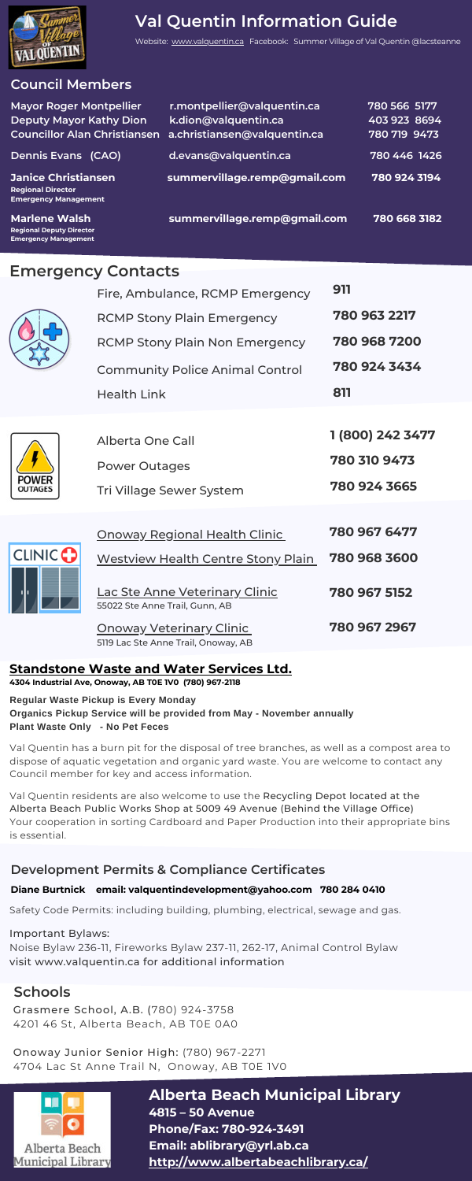# Val Quentin Information Guide

Website: www.valquentin.ca Facebook: Summer Village of Val Quentin @lacsteanne

## Council Members

| | | |
|---|---|---|
| **Mayor Roger Montpellier** | r.montpellier@valquentin.ca | 780 566 5177 |
| **Deputy Mayor Kathy Dion** | k.dion@valquentin.ca | 403 923 8694 |
| **Councillor Alan Christiansen** | a.christiansen@valquentin.ca | 780 719 9473 |
| **Dennis Evans (CAO)** | d.evans@valquentin.ca | 780 446 1426 |
| **Janice Christiansen** Regional Director Emergency Management | summervillage.remp@gmail.com | 780 924 3194 |
| **Marlene Walsh** Regional Deputy Director Emergency Management | summervillage.remp@gmail.com | 780 668 3182 |

## Emergency Contacts

| | |
|---|---|
| Fire, Ambulance, RCMP Emergency | 911 |
| RCMP Stony Plain Emergency | 780 963 2217 |
| RCMP Stony Plain Non Emergency | 780 968 7200 |
| Community Police Animal Control | 780 924 3434 |
| Health Link | 811 |

| | |
|---|---|
| Alberta One Call | 1 (800) 242 3477 |
| Power Outages | 780 310 9473 |
| Tri Village Sewer System | 780 924 3665 |

| | |
|---|---|
| Onoway Regional Health Clinic | 780 967 6477 |
| Westview Health Centre Stony Plain | 780 968 3600 |
| Lac Ste Anne Veterinary Clinic<br>55022 Ste Anne Trail, Gunn, AB | 780 967 5152 |
| Onoway Veterinary Clinic<br>5119 Lac Ste Anne Trail, Onoway, AB | 780 967 2967 |

### Standstone Waste and Water Services Ltd.

**4304 Industrial Ave, Onoway, AB T0E 1V0 (780) 967-2118**

**Regular Waste Pickup is Every Monday**
**Organics Pickup Service will be provided from May - November annually**
**Plant Waste Only - No Pet Feces**

Val Quentin has a burn pit for the disposal of tree branches, as well as a compost area to dispose of aquatic vegetation and organic yard waste. You are welcome to contact any Council member for key and access information.

Val Quentin residents are also welcome to use the Recycling Depot located at the Alberta Beach Public Works Shop at 5009 49 Avenue (Behind the Village Office) Your cooperation in sorting Cardboard and Paper Production into their appropriate bins is essential.

## Development Permits & Compliance Certificates

**Diane Burtnick email: valquentindevelopment@yahoo.com 780 284 0410**

Safety Code Permits: including building, plumbing, electrical, sewage and gas.

Important Bylaws:
Noise Bylaw 236-11, Fireworks Bylaw 237-11, 262-17, Animal Control Bylaw
visit www.valquentin.ca for additional information

## Schools

Grasmere School, A.B. (780) 924-3758
4201 46 St, Alberta Beach, AB T0E 0A0

Onoway Junior Senior High: (780) 967-2271
4704 Lac St Anne Trail N, Onoway, AB T0E 1V0

## Alberta Beach Municipal Library

**4815 – 50 Avenue**
**Phone/Fax: 780-924-3491**
**Email: ablibrary@yrl.ab.ca**
**http://www.albertabeachlibrary.ca/**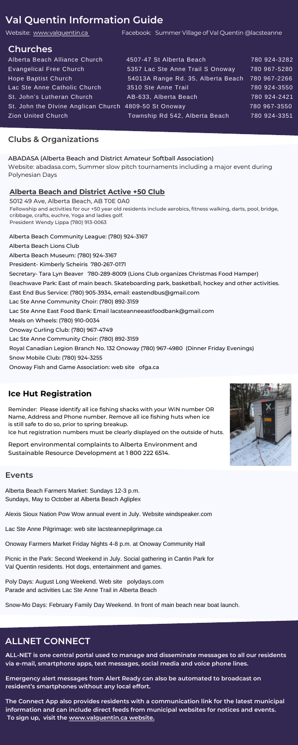# Val Quentin Information Guide

Website: www.valquentin.ca Facebook: Summer Village of Val Quentin @lacsteanne

## Churches

| | | |
|---|---|---|
| Alberta Beach Alliance Church | 4507-47 St Alberta Beach | 780 924-3282 |
| Evangelical Free Church | 5357 Lac Ste Anne Trail S Onoway | 780 967-5280 |
| Hope Baptist Church | 54013A Range Rd. 35, Alberta Beach | 780 967-2266 |
| Lac Ste Anne Catholic Church | 3510 Ste Anne Trail | 780 924-3550 |
| St. John's Lutheran Church | AB-633, Alberta Beach | 780 924-2421 |
| St. John the DIvine Anglican Church | 4809-50 St Onoway | 780 967-3550 |
| Zion United Church | Township Rd 542, Alberta Beach | 780 924-3351 |

## Clubs & Organizations

ABADASA (Alberta Beach and District Amateur Softball Association)
Website: abadasa.com, Summer slow pitch tournaments including a major event during Polynesian Days

### Alberta Beach and District Active +50 Club

5012 49 Ave, Alberta Beach, AB T0E 0A0
Fellowship and activities for our +50 year old residents include aerobics, fitness walking, darts, pool, bridge, cribbage, crafts, euchre, Yoga and ladies golf.
President Wendy Lippa (780) 913-0063

Alberta Beach Community League: (780) 924-3167
Alberta Beach Lions Club
Alberta Beach Museum: (780) 924-3167
President- Kimberly Scheiris 780-267-0171
Secretary- Tara Lyn Beaver 780-289-8009 (Lions Club organizes Christmas Food Hamper)
Beachwave Park: East of main beach. Skateboarding park, basketball, hockey and other activities.
East End Bus Service: (780) 905-3934, email: eastendbus@gmail.com
Lac Ste Anne Community Choir: (780) 892-3159
Lac Ste Anne East Food Bank: Email lacsteanneeastfoodbank@gmail.com
Meals on Wheels: (780) 910-0034
Onoway Curling Club: (780) 967-4749
Lac Ste Anne Community Choir: (780) 892-3159
Royal Canadian Legion Branch No. 132 Onoway (780) 967-4980 (Dinner Friday Evenings)
Snow Mobile Club: (780) 924-3255
Onoway Fish and Game Association: web site ofga.ca

## Ice Hut Registration

Reminder: Please identify all ice fishing shacks with your WiN number OR Name, Address and Phone number. Remove all ice fishing huts when ice is still safe to do so, prior to spring breakup.
Ice hut registration numbers must be clearly displayed on the outside of huts.

Report environmental complaints to Alberta Environment and Sustainable Resource Development at 1 800 222 6514.

## Events

Alberta Beach Farmers Market: Sundays 12-3 p.m.
Sundays, May to October at Alberta Beach Agliplex

Alexis Sioux Nation Pow Wow annual event in July. Website windspeaker.com

Lac Ste Anne Pilgrimage: web site lacsteannepilgrimage.ca

Onoway Farmers Market Friday Nights 4-8 p.m. at Onoway Community Hall

Picnic in the Park: Second Weekend in July. Social gathering in Cantin Park for Val Quentin residents. Hot dogs, entertainment and games.

Poly Days: August Long Weekend. Web site polydays.com
Parade and activities Lac Ste Anne Trail in Alberta Beach

Snow-Mo Days: February Family Day Weekend. In front of main beach near boat launch.

## ALLNET CONNECT

**ALL-NET is one central portal used to manage and disseminate messages to all our residents via e-mail, smartphone apps, text messages, social media and voice phone lines.**

**Emergency alert messages from Alert Ready can also be automated to broadcast on resident's smartphones without any local effort.**

**The Connect App also provides residents with a communication link for the latest municipal information and can include direct feeds from municipal websites for notices and events. To sign up, visit the www.valquentin.ca website.**